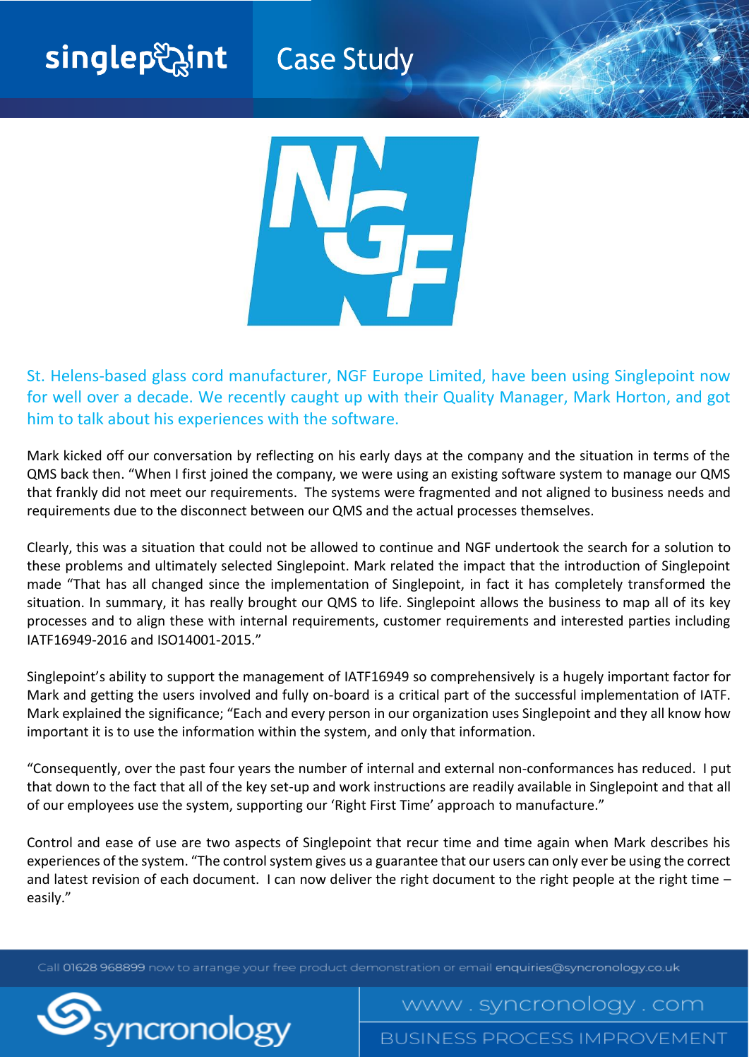# Case Study

St. Helens-based glass cord manufacturer, NGF Europe Limited, have been using Singlepoint now for well over a decade. We recently caught up with their Quality Manager, Mark Horton, and got him to talk about his experiences with the software.

Mark kicked off our conversation by reflecting on his early days at the company and the situation in terms of the QMS back then. "When I first joined the company, we were using an existing software system to manage our QMS that frankly did not meet our requirements. The systems were fragmented and not aligned to business needs and requirements due to the disconnect between our QMS and the actual processes themselves.

Clearly, this was a situation that could not be allowed to continue and NGF undertook the search for a solution to these problems and ultimately selected Singlepoint. Mark related the impact that the introduction of Singlepoint made "That has all changed since the implementation of Singlepoint, in fact it has completely transformed the situation. In summary, it has really brought our QMS to life. Singlepoint allows the business to map all of its key processes and to align these with internal requirements, customer requirements and interested parties including IATF16949-2016 and ISO14001-2015."

Singlepoint's ability to support the management of IATF16949 so comprehensively is a hugely important factor for Mark and getting the users involved and fully on-board is a critical part of the successful implementation of IATF. Mark explained the significance; "Each and every person in our organization uses Singlepoint and they all know how important it is to use the information within the system, and only that information.

"Consequently, over the past four years the number of internal and external non-conformances has reduced. I put that down to the fact that all of the key set-up and work instructions are readily available in Singlepoint and that all of our employees use the system, supporting our 'Right First Time' approach to manufacture."

Control and ease of use are two aspects of Singlepoint that recur time and time again when Mark describes his experiences of the system. "The control system gives us a guarantee that our users can only ever be using the correct and latest revision of each document. I can now deliver the right document to the right people at the right time – easily."

Call 01628 968899 now to arrange your free product demonstration or email enquiries@syncronology.co.uk

www.syncronology.com

BUSINESS PROCESS IMPROVEMENT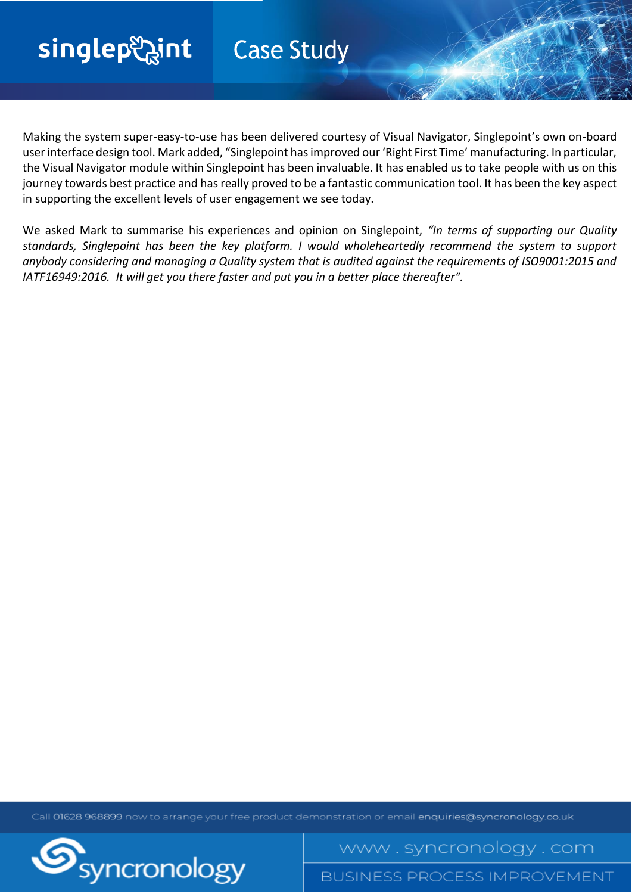Making the system super-easy-to-use has been delivered courtesy of Visual Navigator, Singlepoint's own on-board user interface design tool. Mark added, "Singlepoint has improved our 'Right First Time' manufacturing. In particular, the Visual Navigator module within Singlepoint has been invaluable. It has enabled us to take people with us on this journey towards best practice and has really proved to be a fantastic communication tool. It has been the key aspect in supporting the excellent levels of user engagement we see today.

We asked Mark to summarise his experiences and opinion on Singlepoint, *"In terms of supporting our Quality standards, Singlepoint has been the key platform. I would wholeheartedly recommend the system to support anybody considering and managing a Quality system that is audited against the requirements of ISO9001:2015 and IATF16949:2016. It will get you there faster and put you in a better place thereafter".*

Call 01628 968899 now to arrange your free product demonstration or email enquiries@syncronology.co.uk

www . syncronology . com

BUSINESS PROCESS IMPROVEMENT